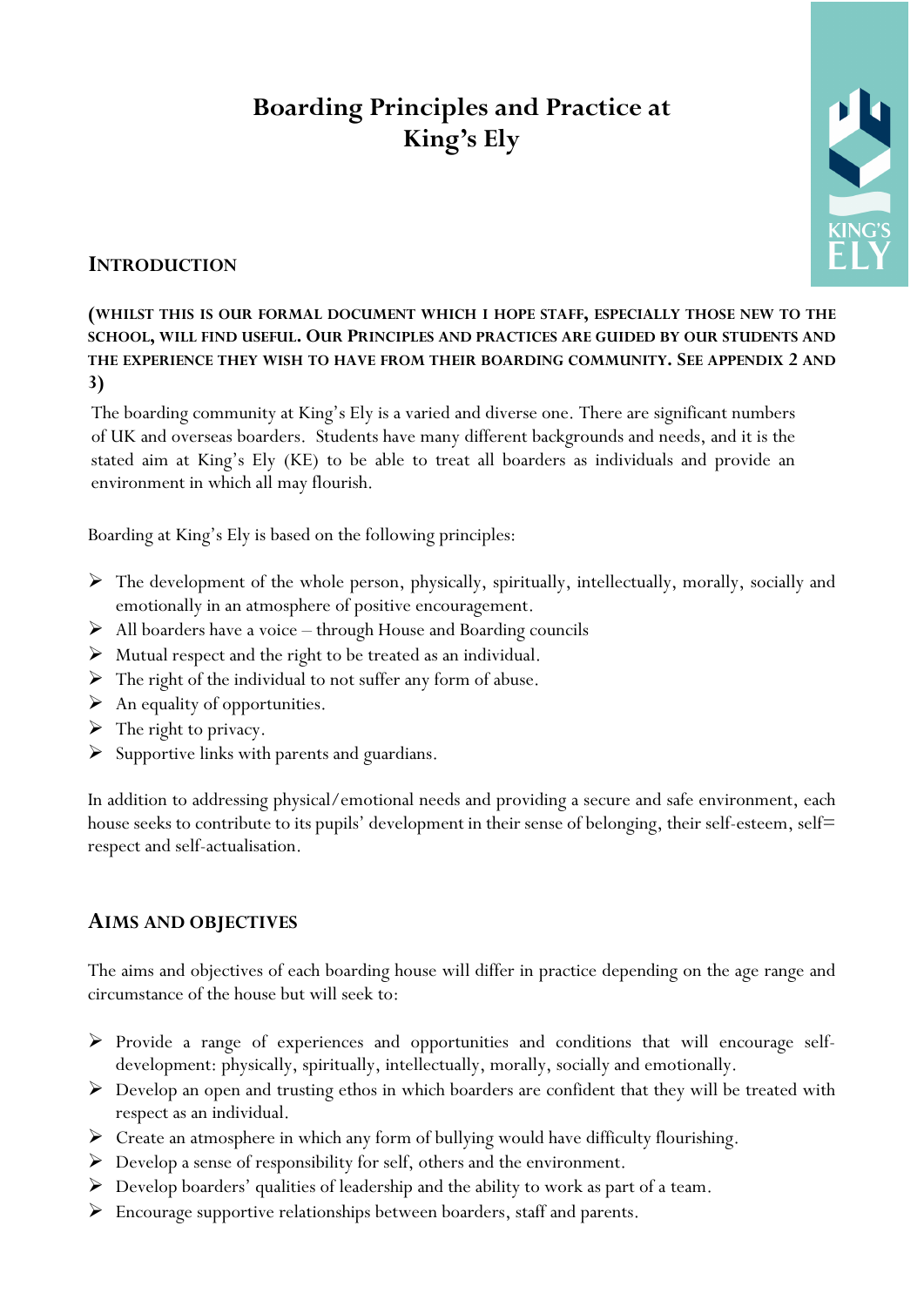# Boarding Principles and Practice at King's Ely

## INTRODUCTION

**(WHILST THIS IS OUR FORMAL DOCUMENT WHICH I HOPE STAFF, ESPECIALLY THOSE NEW TO THE SCHOOL, WILL FIND USEFUL. OUR PRINCIPLES AND PRACTICES ARE GUIDED BY OUR STUDENTS AND THE EXPERIENCE THEY WISH TO HAVE FROM THEIR BOARDING COMMUNITY. SEE APPENDIX 2 AND 3)**

The boarding community at King's Ely is a varied and diverse one. There are significant numbers of UK and overseas boarders. Students have many different backgrounds and needs, and it is the stated aim at King's Ely (KE) to be able to treat all boarders as individuals and provide an environment in which all may flourish.

Boarding at King's Ely is based on the following principles:

- The development of the whole person, physically, spiritually, intellectually, morally, socially and emotionally in an atmosphere of positive encouragement.
- All boarders have a voice – through House and Boarding councils
- Mutual respect and the right to be treated as an individual.
- The right of the individual to not suffer any form of abuse.
- An equality of opportunities.
- The right to privacy.
- Supportive links with parents and guardians.

In addition to addressing physical/emotional needs and providing a secure and safe environment, each house seeks to contribute to its pupils' development in their sense of belonging, their self-esteem, self= respect and self-actualisation.

## AIMS AND OBJECTIVES

The aims and objectives of each boarding house will differ in practice depending on the age range and circumstance of the house but will seek to:

- Provide a range of experiences and opportunities and conditions that will encourage self-development: physically, spiritually, intellectually, morally, socially and emotionally.
- Develop an open and trusting ethos in which boarders are confident that they will be treated with respect as an individual.
- Create an atmosphere in which any form of bullying would have difficulty flourishing.
- Develop a sense of responsibility for self, others and the environment.
- Develop boarders' qualities of leadership and the ability to work as part of a team.
- Encourage supportive relationships between boarders, staff and parents.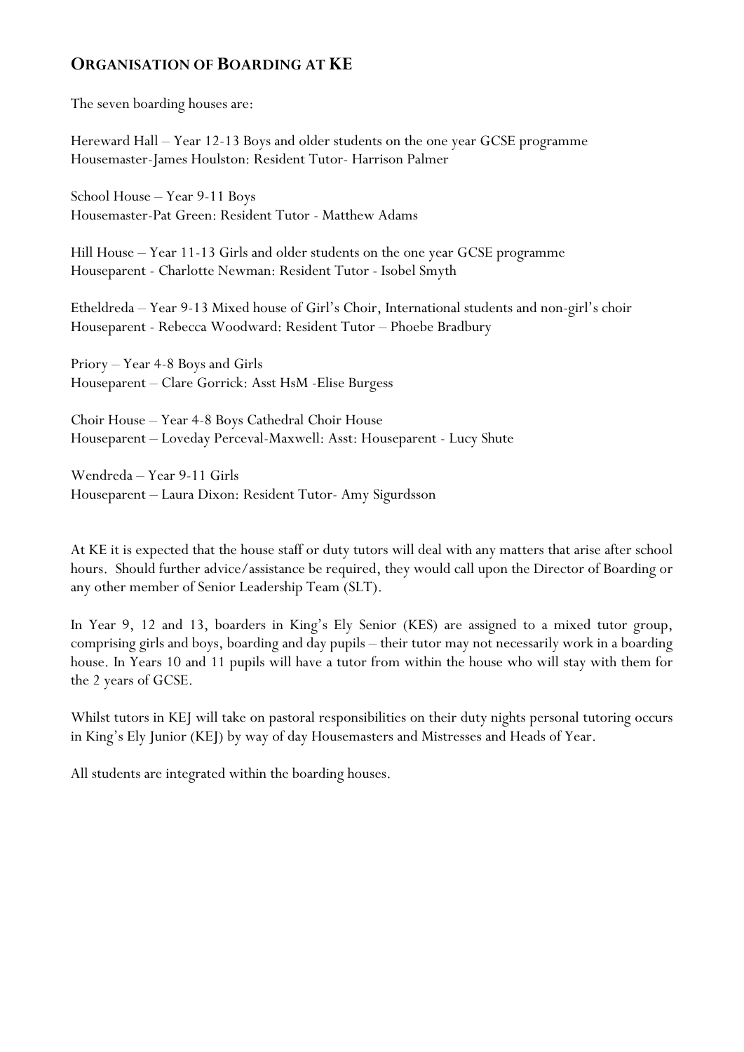## Organisation of Boarding at KE

The seven boarding houses are:

Hereward Hall – Year 12-13 Boys and older students on the one year GCSE programme
Housemaster-James Houlston: Resident Tutor- Harrison Palmer

School House – Year 9-11 Boys
Housemaster-Pat Green: Resident Tutor - Matthew Adams

Hill House – Year 11-13 Girls and older students on the one year GCSE programme
Houseparent - Charlotte Newman: Resident Tutor - Isobel Smyth

Etheldreda – Year 9-13 Mixed house of Girl's Choir, International students and non-girl's choir
Houseparent - Rebecca Woodward: Resident Tutor – Phoebe Bradbury

Priory – Year 4-8 Boys and Girls
Houseparent – Clare Gorrick: Asst HsM -Elise Burgess

Choir House – Year 4-8 Boys Cathedral Choir House
Houseparent – Loveday Perceval-Maxwell: Asst: Houseparent - Lucy Shute

Wendreda – Year 9-11 Girls
Houseparent – Laura Dixon: Resident Tutor- Amy Sigurdsson

At KE it is expected that the house staff or duty tutors will deal with any matters that arise after school hours. Should further advice/assistance be required, they would call upon the Director of Boarding or any other member of Senior Leadership Team (SLT).

In Year 9, 12 and 13, boarders in King's Ely Senior (KES) are assigned to a mixed tutor group, comprising girls and boys, boarding and day pupils – their tutor may not necessarily work in a boarding house. In Years 10 and 11 pupils will have a tutor from within the house who will stay with them for the 2 years of GCSE.

Whilst tutors in KEJ will take on pastoral responsibilities on their duty nights personal tutoring occurs in King's Ely Junior (KEJ) by way of day Housemasters and Mistresses and Heads of Year.

All students are integrated within the boarding houses.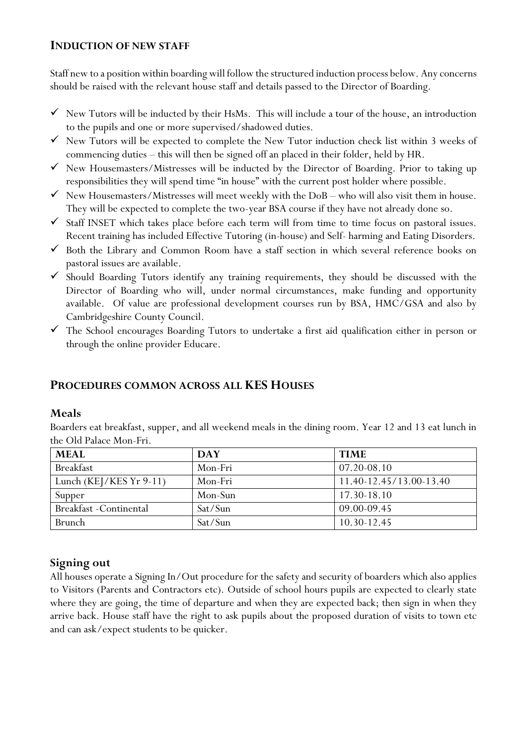## INDUCTION OF NEW STAFF

Staff new to a position within boarding will follow the structured induction process below. Any concerns should be raised with the relevant house staff and details passed to the Director of Boarding.

- ✓ New Tutors will be inducted by their HsMs. This will include a tour of the house, an introduction to the pupils and one or more supervised/shadowed duties.
- ✓ New Tutors will be expected to complete the New Tutor induction check list within 3 weeks of commencing duties – this will then be signed off an placed in their folder, held by HR.
- ✓ New Housemasters/Mistresses will be inducted by the Director of Boarding. Prior to taking up responsibilities they will spend time "in house" with the current post holder where possible.
- ✓ New Housemasters/Mistresses will meet weekly with the DoB – who will also visit them in house. They will be expected to complete the two-year BSA course if they have not already done so.
- ✓ Staff INSET which takes place before each term will from time to time focus on pastoral issues. Recent training has included Effective Tutoring (in-house) and Self- harming and Eating Disorders.
- ✓ Both the Library and Common Room have a staff section in which several reference books on pastoral issues are available.
- ✓ Should Boarding Tutors identify any training requirements, they should be discussed with the Director of Boarding who will, under normal circumstances, make funding and opportunity available. Of value are professional development courses run by BSA, HMC/GSA and also by Cambridgeshire County Council.
- ✓ The School encourages Boarding Tutors to undertake a first aid qualification either in person or through the online provider Educare.

## PROCEDURES COMMON ACROSS ALL KES HOUSES

### Meals

Boarders eat breakfast, supper, and all weekend meals in the dining room. Year 12 and 13 eat lunch in the Old Palace Mon-Fri.

| MEAL | DAY | TIME |
|---|---|---|
| Breakfast | Mon-Fri | 07.20-08.10 |
| Lunch (KEJ/KES Yr 9-11) | Mon-Fri | 11.40-12.45/13.00-13.40 |
| Supper | Mon-Sun | 17.30-18.10 |
| Breakfast -Continental | Sat/Sun | 09.00-09.45 |
| Brunch | Sat/Sun | 10.30-12.45 |

### Signing out

All houses operate a Signing In/Out procedure for the safety and security of boarders which also applies to Visitors (Parents and Contractors etc). Outside of school hours pupils are expected to clearly state where they are going, the time of departure and when they are expected back; then sign in when they arrive back. House staff have the right to ask pupils about the proposed duration of visits to town etc and can ask/expect students to be quicker.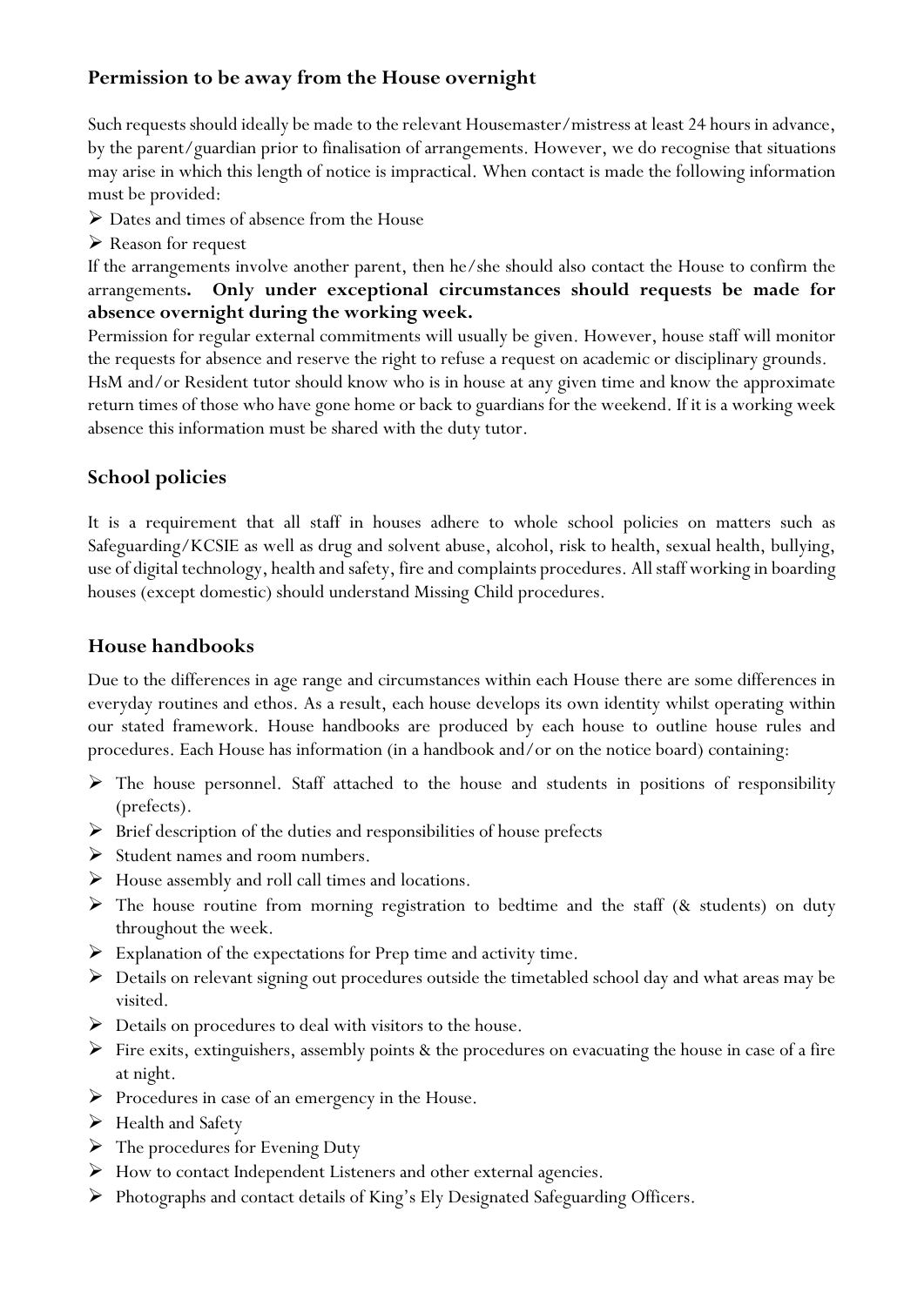## Permission to be away from the House overnight

Such requests should ideally be made to the relevant Housemaster/mistress at least 24 hours in advance, by the parent/guardian prior to finalisation of arrangements. However, we do recognise that situations may arise in which this length of notice is impractical. When contact is made the following information must be provided:

- Dates and times of absence from the House
- Reason for request

If the arrangements involve another parent, then he/she should also contact the House to confirm the arrangements**. Only under exceptional circumstances should requests be made for absence overnight during the working week.**

Permission for regular external commitments will usually be given. However, house staff will monitor the requests for absence and reserve the right to refuse a request on academic or disciplinary grounds.

HsM and/or Resident tutor should know who is in house at any given time and know the approximate return times of those who have gone home or back to guardians for the weekend. If it is a working week absence this information must be shared with the duty tutor.

## School policies

It is a requirement that all staff in houses adhere to whole school policies on matters such as Safeguarding/KCSIE as well as drug and solvent abuse, alcohol, risk to health, sexual health, bullying, use of digital technology, health and safety, fire and complaints procedures. All staff working in boarding houses (except domestic) should understand Missing Child procedures.

## House handbooks

Due to the differences in age range and circumstances within each House there are some differences in everyday routines and ethos. As a result, each house develops its own identity whilst operating within our stated framework. House handbooks are produced by each house to outline house rules and procedures. Each House has information (in a handbook and/or on the notice board) containing:

- The house personnel. Staff attached to the house and students in positions of responsibility (prefects).
- Brief description of the duties and responsibilities of house prefects
- Student names and room numbers.
- House assembly and roll call times and locations.
- The house routine from morning registration to bedtime and the staff (& students) on duty throughout the week.
- Explanation of the expectations for Prep time and activity time.
- Details on relevant signing out procedures outside the timetabled school day and what areas may be visited.
- Details on procedures to deal with visitors to the house.
- Fire exits, extinguishers, assembly points & the procedures on evacuating the house in case of a fire at night.
- Procedures in case of an emergency in the House.
- Health and Safety
- The procedures for Evening Duty
- How to contact Independent Listeners and other external agencies.
- Photographs and contact details of King's Ely Designated Safeguarding Officers.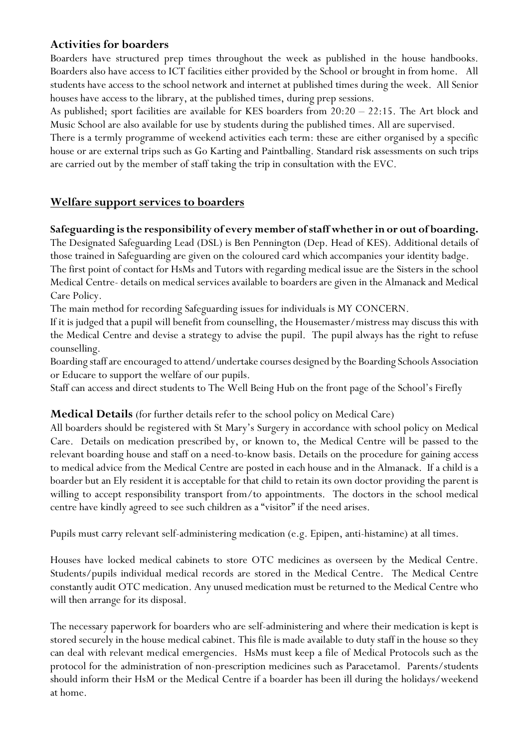### Activities for boarders

Boarders have structured prep times throughout the week as published in the house handbooks. Boarders also have access to ICT facilities either provided by the School or brought in from home. All students have access to the school network and internet at published times during the week. All Senior houses have access to the library, at the published times, during prep sessions.

As published; sport facilities are available for KES boarders from 20:20 – 22:15. The Art block and Music School are also available for use by students during the published times. All are supervised.

There is a termly programme of weekend activities each term: these are either organised by a specific house or are external trips such as Go Karting and Paintballing. Standard risk assessments on such trips are carried out by the member of staff taking the trip in consultation with the EVC.

## Welfare support services to boarders

**Safeguarding is the responsibility of every member of staff whether in or out of boarding.**

The Designated Safeguarding Lead (DSL) is Ben Pennington (Dep. Head of KES). Additional details of those trained in Safeguarding are given on the coloured card which accompanies your identity badge.

The first point of contact for HsMs and Tutors with regarding medical issue are the Sisters in the school Medical Centre- details on medical services available to boarders are given in the Almanack and Medical Care Policy.

The main method for recording Safeguarding issues for individuals is MY CONCERN.

If it is judged that a pupil will benefit from counselling, the Housemaster/mistress may discuss this with the Medical Centre and devise a strategy to advise the pupil. The pupil always has the right to refuse counselling.

Boarding staff are encouraged to attend/undertake courses designed by the Boarding Schools Association or Educare to support the welfare of our pupils.

Staff can access and direct students to The Well Being Hub on the front page of the School's Firefly

### Medical Details (for further details refer to the school policy on Medical Care)

All boarders should be registered with St Mary's Surgery in accordance with school policy on Medical Care. Details on medication prescribed by, or known to, the Medical Centre will be passed to the relevant boarding house and staff on a need-to-know basis. Details on the procedure for gaining access to medical advice from the Medical Centre are posted in each house and in the Almanack. If a child is a boarder but an Ely resident it is acceptable for that child to retain its own doctor providing the parent is willing to accept responsibility transport from/to appointments. The doctors in the school medical centre have kindly agreed to see such children as a "visitor" if the need arises.

Pupils must carry relevant self-administering medication (e.g. Epipen, anti-histamine) at all times.

Houses have locked medical cabinets to store OTC medicines as overseen by the Medical Centre. Students/pupils individual medical records are stored in the Medical Centre. The Medical Centre constantly audit OTC medication. Any unused medication must be returned to the Medical Centre who will then arrange for its disposal.

The necessary paperwork for boarders who are self-administering and where their medication is kept is stored securely in the house medical cabinet. This file is made available to duty staff in the house so they can deal with relevant medical emergencies. HsMs must keep a file of Medical Protocols such as the protocol for the administration of non-prescription medicines such as Paracetamol. Parents/students should inform their HsM or the Medical Centre if a boarder has been ill during the holidays/weekend at home.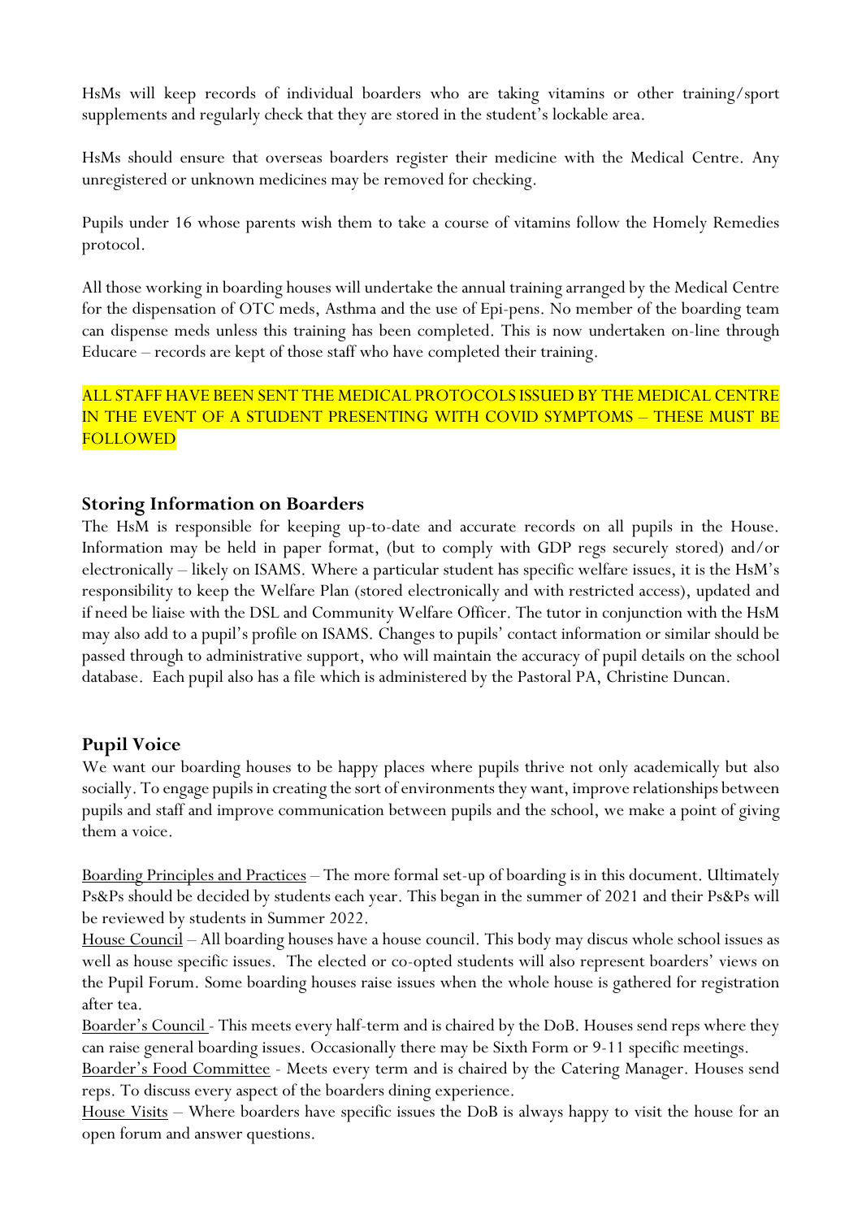HsMs will keep records of individual boarders who are taking vitamins or other training/sport supplements and regularly check that they are stored in the student's lockable area.

HsMs should ensure that overseas boarders register their medicine with the Medical Centre. Any unregistered or unknown medicines may be removed for checking.

Pupils under 16 whose parents wish them to take a course of vitamins follow the Homely Remedies protocol.

All those working in boarding houses will undertake the annual training arranged by the Medical Centre for the dispensation of OTC meds, Asthma and the use of Epi-pens. No member of the boarding team can dispense meds unless this training has been completed. This is now undertaken on-line through Educare – records are kept of those staff who have completed their training.

ALL STAFF HAVE BEEN SENT THE MEDICAL PROTOCOLS ISSUED BY THE MEDICAL CENTRE IN THE EVENT OF A STUDENT PRESENTING WITH COVID SYMPTOMS – THESE MUST BE FOLLOWED

## Storing Information on Boarders

The HsM is responsible for keeping up-to-date and accurate records on all pupils in the House. Information may be held in paper format, (but to comply with GDP regs securely stored) and/or electronically – likely on ISAMS. Where a particular student has specific welfare issues, it is the HsM's responsibility to keep the Welfare Plan (stored electronically and with restricted access), updated and if need be liaise with the DSL and Community Welfare Officer. The tutor in conjunction with the HsM may also add to a pupil's profile on ISAMS. Changes to pupils' contact information or similar should be passed through to administrative support, who will maintain the accuracy of pupil details on the school database. Each pupil also has a file which is administered by the Pastoral PA, Christine Duncan.

## Pupil Voice

We want our boarding houses to be happy places where pupils thrive not only academically but also socially. To engage pupils in creating the sort of environments they want, improve relationships between pupils and staff and improve communication between pupils and the school, we make a point of giving them a voice.

<u>Boarding Principles and Practices</u> – The more formal set-up of boarding is in this document. Ultimately Ps&Ps should be decided by students each year. This began in the summer of 2021 and their Ps&Ps will be reviewed by students in Summer 2022.

<u>House Council</u> – All boarding houses have a house council. This body may discus whole school issues as well as house specific issues. The elected or co-opted students will also represent boarders' views on the Pupil Forum. Some boarding houses raise issues when the whole house is gathered for registration after tea.

<u>Boarder's Council</u> - This meets every half-term and is chaired by the DoB. Houses send reps where they can raise general boarding issues. Occasionally there may be Sixth Form or 9-11 specific meetings.

<u>Boarder's Food Committee</u> - Meets every term and is chaired by the Catering Manager. Houses send reps. To discuss every aspect of the boarders dining experience.

<u>House Visits</u> – Where boarders have specific issues the DoB is always happy to visit the house for an open forum and answer questions.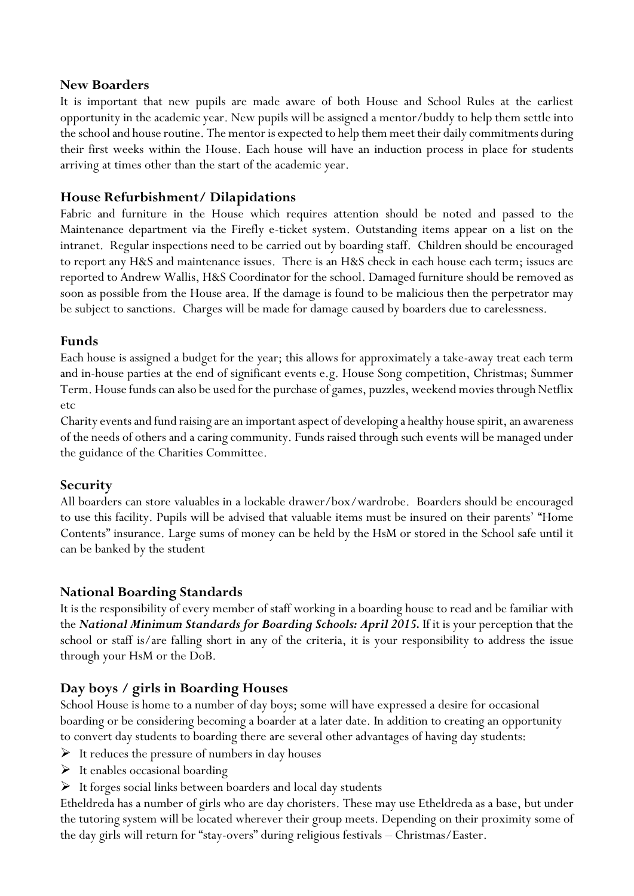## New Boarders

It is important that new pupils are made aware of both House and School Rules at the earliest opportunity in the academic year. New pupils will be assigned a mentor/buddy to help them settle into the school and house routine. The mentor is expected to help them meet their daily commitments during their first weeks within the House. Each house will have an induction process in place for students arriving at times other than the start of the academic year.

## House Refurbishment/ Dilapidations

Fabric and furniture in the House which requires attention should be noted and passed to the Maintenance department via the Firefly e-ticket system. Outstanding items appear on a list on the intranet. Regular inspections need to be carried out by boarding staff. Children should be encouraged to report any H&S and maintenance issues. There is an H&S check in each house each term; issues are reported to Andrew Wallis, H&S Coordinator for the school. Damaged furniture should be removed as soon as possible from the House area. If the damage is found to be malicious then the perpetrator may be subject to sanctions. Charges will be made for damage caused by boarders due to carelessness.

## Funds

Each house is assigned a budget for the year; this allows for approximately a take-away treat each term and in-house parties at the end of significant events e.g. House Song competition, Christmas; Summer Term. House funds can also be used for the purchase of games, puzzles, weekend movies through Netflix etc

Charity events and fund raising are an important aspect of developing a healthy house spirit, an awareness of the needs of others and a caring community. Funds raised through such events will be managed under the guidance of the Charities Committee.

## Security

All boarders can store valuables in a lockable drawer/box/wardrobe. Boarders should be encouraged to use this facility. Pupils will be advised that valuable items must be insured on their parents' "Home Contents" insurance. Large sums of money can be held by the HsM or stored in the School safe until it can be banked by the student

## National Boarding Standards

It is the responsibility of every member of staff working in a boarding house to read and be familiar with the ***National Minimum Standards for Boarding Schools: April 2015.*** If it is your perception that the school or staff is/are falling short in any of the criteria, it is your responsibility to address the issue through your HsM or the DoB.

## Day boys / girls in Boarding Houses

School House is home to a number of day boys; some will have expressed a desire for occasional boarding or be considering becoming a boarder at a later date. In addition to creating an opportunity to convert day students to boarding there are several other advantages of having day students:

- It reduces the pressure of numbers in day houses
- It enables occasional boarding
- It forges social links between boarders and local day students

Etheldreda has a number of girls who are day choristers. These may use Etheldreda as a base, but under the tutoring system will be located wherever their group meets. Depending on their proximity some of the day girls will return for "stay-overs" during religious festivals – Christmas/Easter.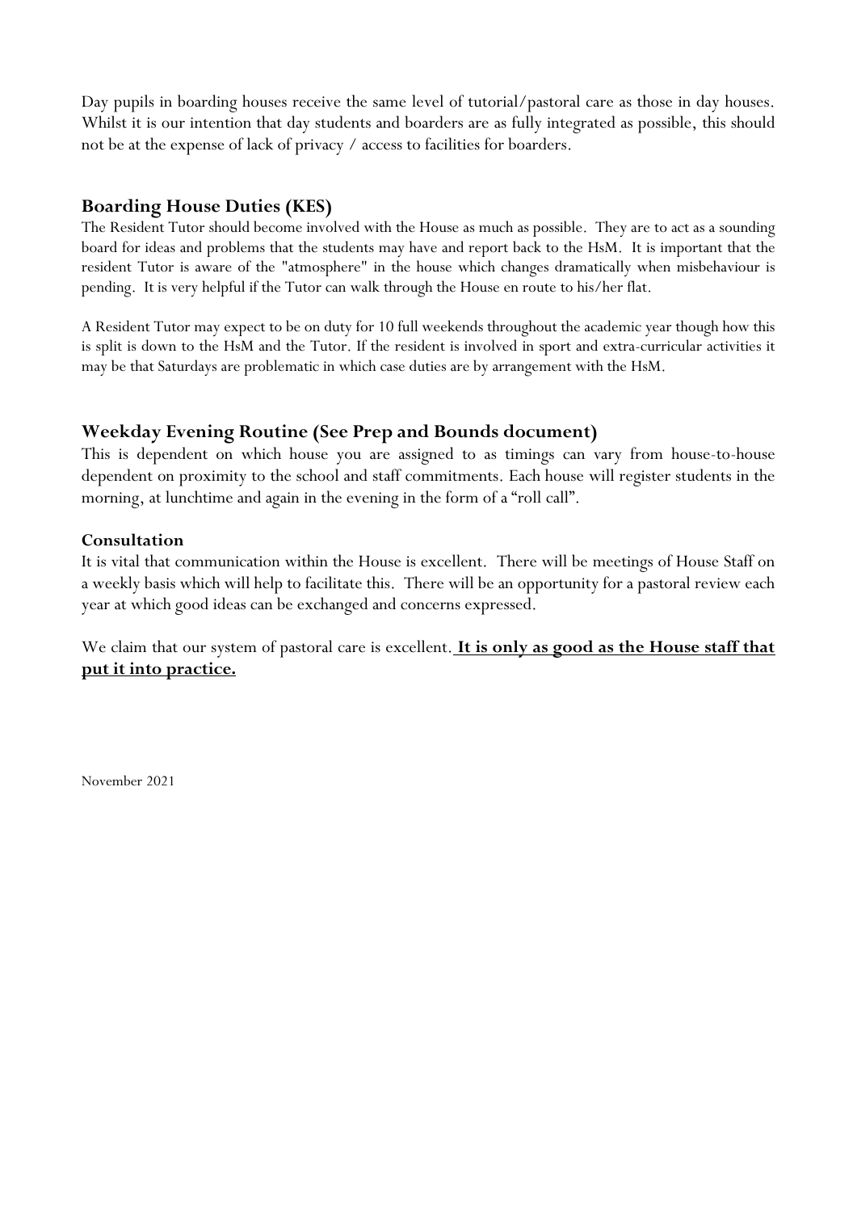Day pupils in boarding houses receive the same level of tutorial/pastoral care as those in day houses. Whilst it is our intention that day students and boarders are as fully integrated as possible, this should not be at the expense of lack of privacy / access to facilities for boarders.

## Boarding House Duties (KES)

The Resident Tutor should become involved with the House as much as possible. They are to act as a sounding board for ideas and problems that the students may have and report back to the HsM. It is important that the resident Tutor is aware of the "atmosphere" in the house which changes dramatically when misbehaviour is pending. It is very helpful if the Tutor can walk through the House en route to his/her flat.

A Resident Tutor may expect to be on duty for 10 full weekends throughout the academic year though how this is split is down to the HsM and the Tutor. If the resident is involved in sport and extra-curricular activities it may be that Saturdays are problematic in which case duties are by arrangement with the HsM.

## Weekday Evening Routine (See Prep and Bounds document)

This is dependent on which house you are assigned to as timings can vary from house-to-house dependent on proximity to the school and staff commitments. Each house will register students in the morning, at lunchtime and again in the evening in the form of a "roll call".

### Consultation

It is vital that communication within the House is excellent. There will be meetings of House Staff on a weekly basis which will help to facilitate this. There will be an opportunity for a pastoral review each year at which good ideas can be exchanged and concerns expressed.

We claim that our system of pastoral care is excellent. **It is only as good as the House staff that put it into practice.**

November 2021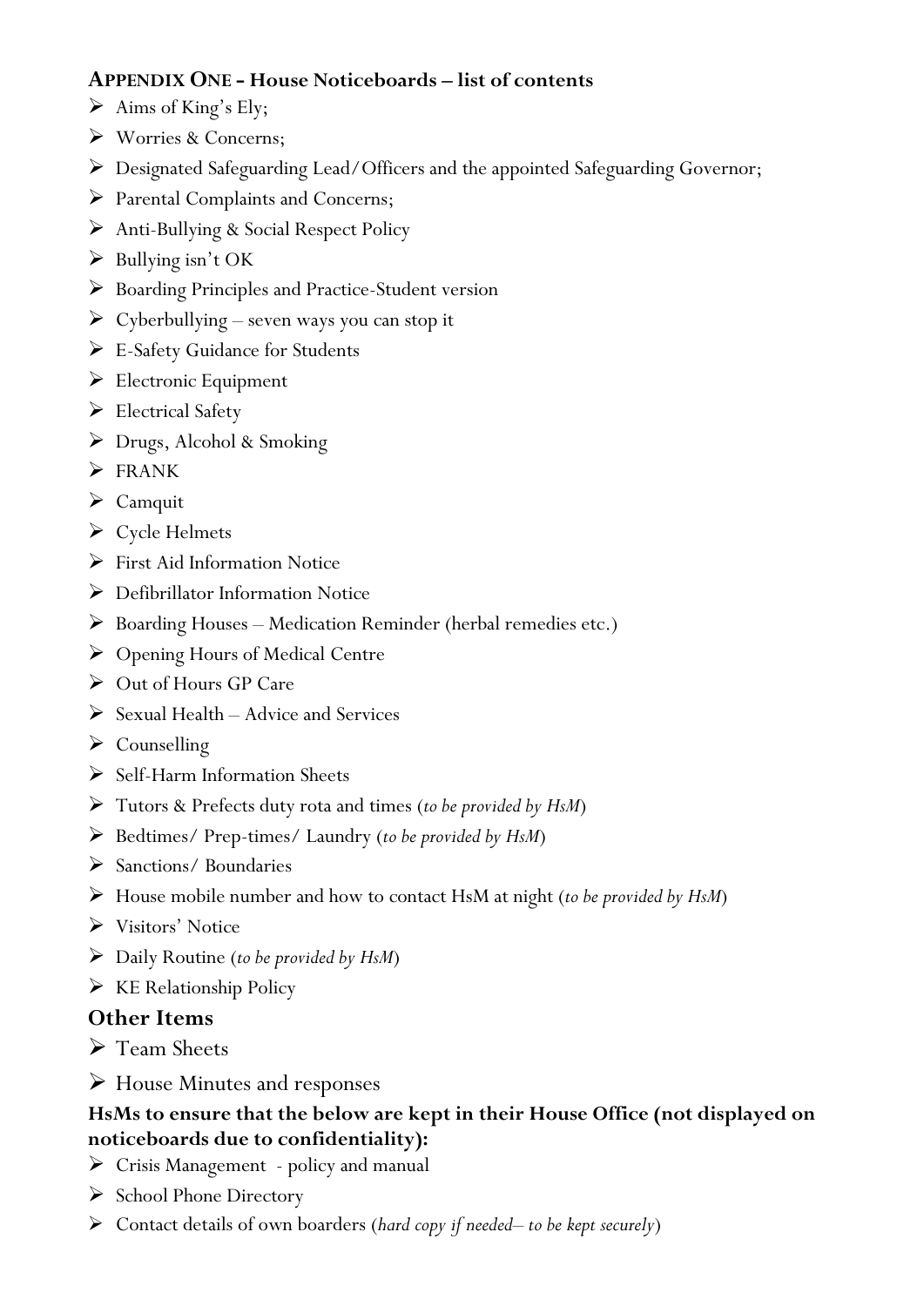## APPENDIX ONE - House Noticeboards – list of contents

- Aims of King's Ely;
- Worries & Concerns;
- Designated Safeguarding Lead/Officers and the appointed Safeguarding Governor;
- Parental Complaints and Concerns;
- Anti-Bullying & Social Respect Policy
- Bullying isn't OK
- Boarding Principles and Practice-Student version
- Cyberbullying – seven ways you can stop it
- E-Safety Guidance for Students
- Electronic Equipment
- Electrical Safety
- Drugs, Alcohol & Smoking
- FRANK
- Camquit
- Cycle Helmets
- First Aid Information Notice
- Defibrillator Information Notice
- Boarding Houses – Medication Reminder (herbal remedies etc.)
- Opening Hours of Medical Centre
- Out of Hours GP Care
- Sexual Health – Advice and Services
- Counselling
- Self-Harm Information Sheets
- Tutors & Prefects duty rota and times (*to be provided by HsM*)
- Bedtimes/ Prep-times/ Laundry (*to be provided by HsM*)
- Sanctions/ Boundaries
- House mobile number and how to contact HsM at night (*to be provided by HsM*)
- Visitors' Notice
- Daily Routine (*to be provided by HsM*)
- KE Relationship Policy

## Other Items

- Team Sheets
- House Minutes and responses

**HsMs to ensure that the below are kept in their House Office (not displayed on noticeboards due to confidentiality):**

- Crisis Management - policy and manual
- School Phone Directory
- Contact details of own boarders (*hard copy if needed– to be kept securely*)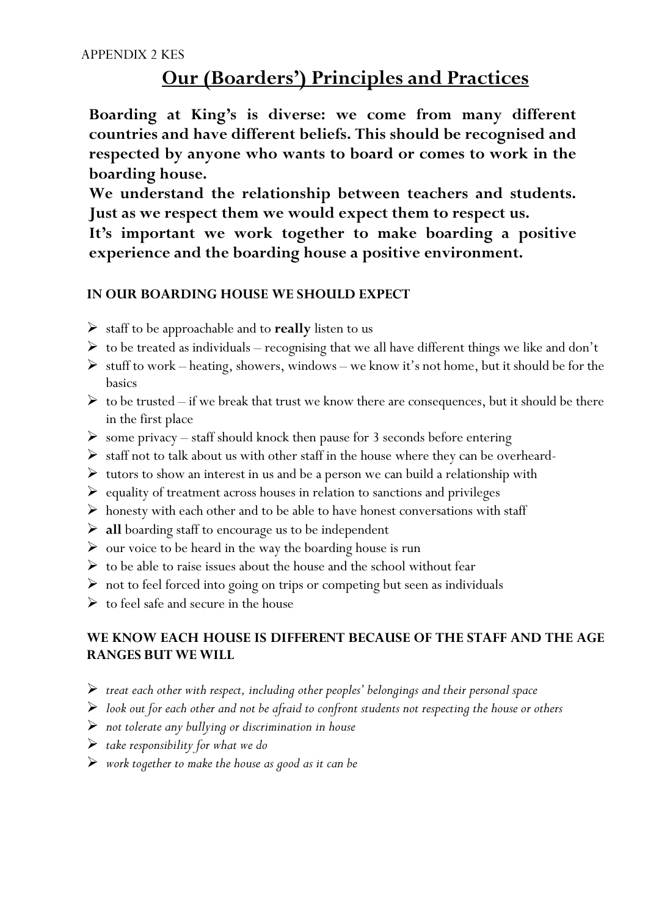APPENDIX 2 KES

# Our (Boarders') Principles and Practices

**Boarding at King's is diverse: we come from many different countries and have different beliefs. This should be recognised and respected by anyone who wants to board or comes to work in the boarding house.**

**We understand the relationship between teachers and students. Just as we respect them we would expect them to respect us.**

**It's important we work together to make boarding a positive experience and the boarding house a positive environment.**

## IN OUR BOARDING HOUSE WE SHOULD EXPECT

- staff to be approachable and to **really** listen to us
- to be treated as individuals – recognising that we all have different things we like and don't
- stuff to work – heating, showers, windows – we know it's not home, but it should be for the basics
- to be trusted – if we break that trust we know there are consequences, but it should be there in the first place
- some privacy – staff should knock then pause for 3 seconds before entering
- staff not to talk about us with other staff in the house where they can be overheard-
- tutors to show an interest in us and be a person we can build a relationship with
- equality of treatment across houses in relation to sanctions and privileges
- honesty with each other and to be able to have honest conversations with staff
- **all** boarding staff to encourage us to be independent
- our voice to be heard in the way the boarding house is run
- to be able to raise issues about the house and the school without fear
- not to feel forced into going on trips or competing but seen as individuals
- to feel safe and secure in the house

## WE KNOW EACH HOUSE IS DIFFERENT BECAUSE OF THE STAFF AND THE AGE RANGES BUT WE WILL

- *treat each other with respect, including other peoples' belongings and their personal space*
- *look out for each other and not be afraid to confront students not respecting the house or others*
- *not tolerate any bullying or discrimination in house*
- *take responsibility for what we do*
- *work together to make the house as good as it can be*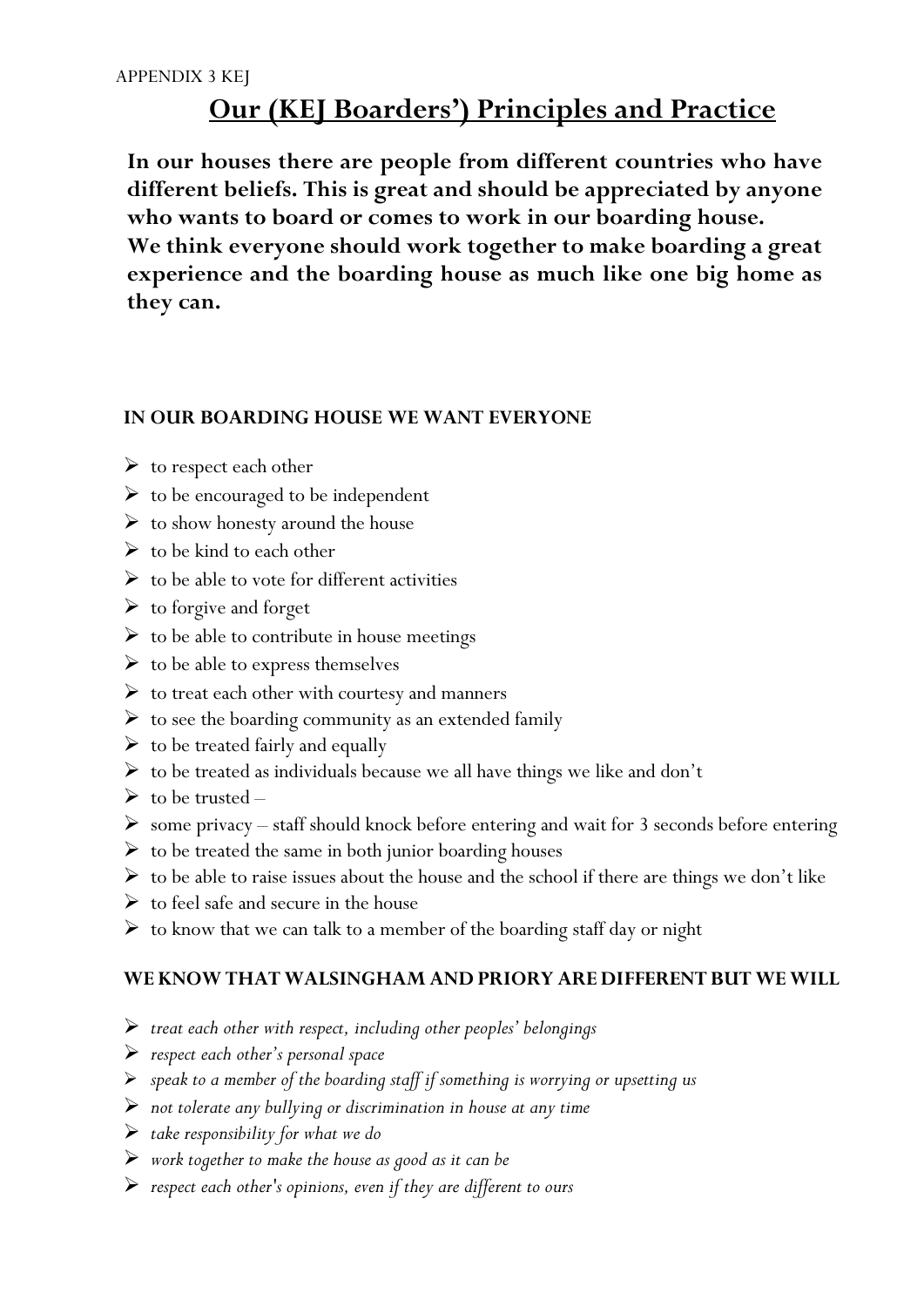APPENDIX 3 KEJ

# Our (KEJ Boarders') Principles and Practice

**In our houses there are people from different countries who have different beliefs. This is great and should be appreciated by anyone who wants to board or comes to work in our boarding house.**
**We think everyone should work together to make boarding a great experience and the boarding house as much like one big home as they can.**

### IN OUR BOARDING HOUSE WE WANT EVERYONE

- to respect each other
- to be encouraged to be independent
- to show honesty around the house
- to be kind to each other
- to be able to vote for different activities
- to forgive and forget
- to be able to contribute in house meetings
- to be able to express themselves
- to treat each other with courtesy and manners
- to see the boarding community as an extended family
- to be treated fairly and equally
- to be treated as individuals because we all have things we like and don't
- to be trusted –
- some privacy – staff should knock before entering and wait for 3 seconds before entering
- to be treated the same in both junior boarding houses
- to be able to raise issues about the house and the school if there are things we don't like
- to feel safe and secure in the house
- to know that we can talk to a member of the boarding staff day or night

### WE KNOW THAT WALSINGHAM AND PRIORY ARE DIFFERENT BUT WE WILL

- *treat each other with respect, including other peoples' belongings*
- *respect each other's personal space*
- *speak to a member of the boarding staff if something is worrying or upsetting us*
- *not tolerate any bullying or discrimination in house at any time*
- *take responsibility for what we do*
- *work together to make the house as good as it can be*
- *respect each other's opinions, even if they are different to ours*